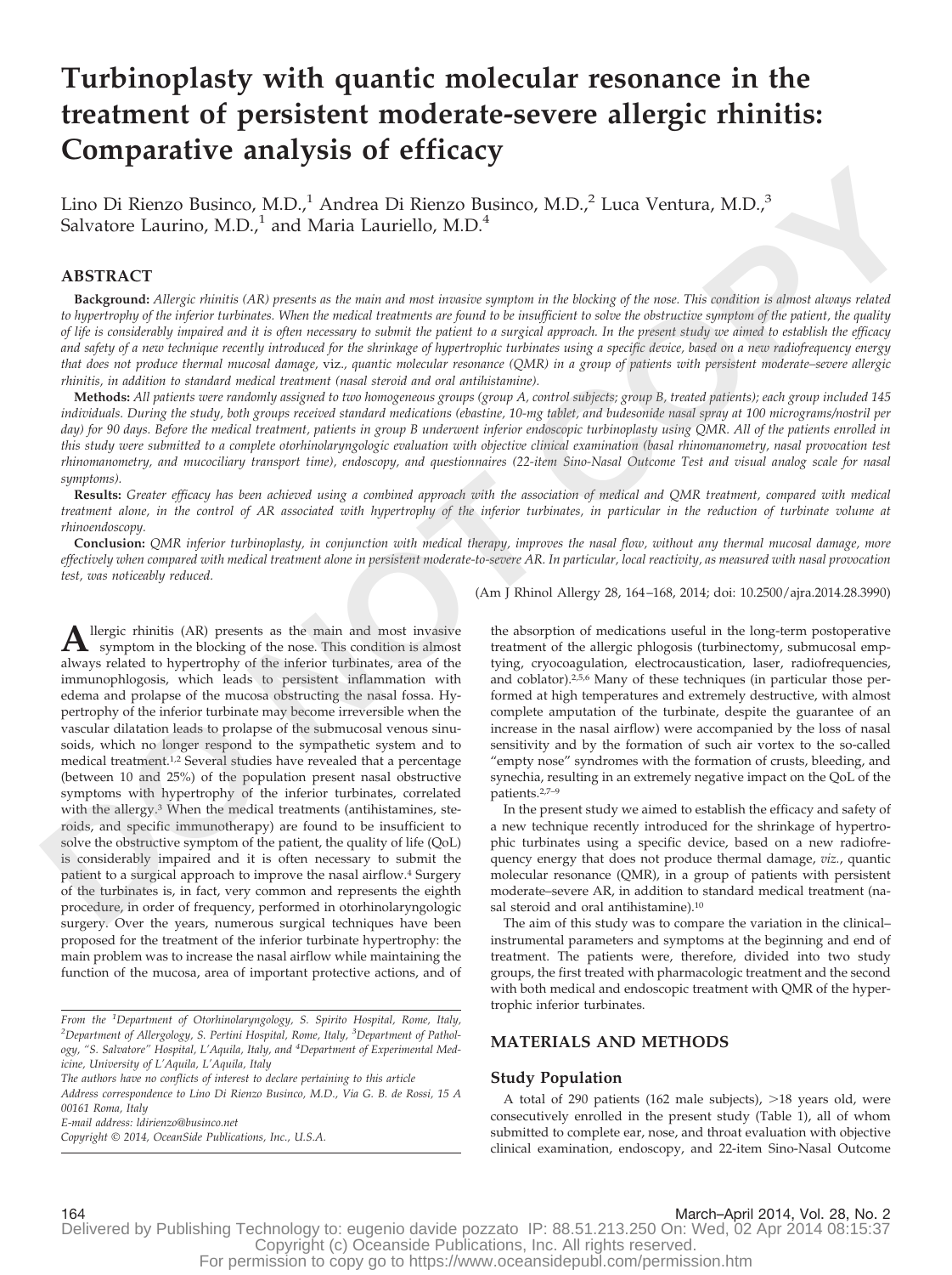# Turbinoplasty with quantic molecular resonance in the treatment of persistent moderate-severe allergic rhinitis: Comparative analysis of efficacy

Lino Di Rienzo Businco, M.D.,[1] Andrea Di Rienzo Businco, M.D.,[2] Luca Ventura, M.D.,[3] Salvatore Laurino, M.D.,[1] and Maria Lauriello, M.D.[4]

## ABSTRACT

**Background:** *Allergic rhinitis (AR) presents as the main and most invasive symptom in the blocking of the nose. This condition is almost always related to hypertrophy of the inferior turbinates. When the medical treatments are found to be insufficient to solve the obstructive symptom of the patient, the quality of life is considerably impaired and it is often necessary to submit the patient to a surgical approach. In the present study we aimed to establish the efficacy and safety of a new technique recently introduced for the shrinkage of hypertrophic turbinates using a specific device, based on a new radiofrequency energy that does not produce thermal mucosal damage,* viz.*, quantic molecular resonance (QMR) in a group of patients with persistent moderate–severe allergic rhinitis, in addition to standard medical treatment (nasal steroid and oral antihistamine).*

**Methods:** *All patients were randomly assigned to two homogeneous groups (group A, control subjects; group B, treated patients); each group included 145 individuals. During the study, both groups received standard medications (ebastine, 10-mg tablet, and budesonide nasal spray at 100 micrograms/nostril per day) for 90 days. Before the medical treatment, patients in group B underwent inferior endoscopic turbinoplasty using QMR. All of the patients enrolled in this study were submitted to a complete otorhinolaryngologic evaluation with objective clinical examination (basal rhinomanometry, nasal provocation test rhinomanometry, and mucociliary transport time), endoscopy, and questionnaires (22-item Sino-Nasal Outcome Test and visual analog scale for nasal symptoms).*

**Results:** *Greater efficacy has been achieved using a combined approach with the association of medical and QMR treatment, compared with medical treatment alone, in the control of AR associated with hypertrophy of the inferior turbinates, in particular in the reduction of turbinate volume at rhinoendoscopy.*

**Conclusion:** *QMR inferior turbinoplasty, in conjunction with medical therapy, improves the nasal flow, without any thermal mucosal damage, more effectively when compared with medical treatment alone in persistent moderate-to-severe AR. In particular, local reactivity, as measured with nasal provocation test, was noticeably reduced.*

(Am J Rhinol Allergy 28, 164–168, 2014; doi: 10.2500/ajra.2014.28.3990)

Allergic rhinitis (AR) presents as the main and most invasive symptom in the blocking of the nose. This condition is almost always related to hypertrophy of the inferior turbinates, area of the immunophlogosis, which leads to persistent inflammation with edema and prolapse of the mucosa obstructing the nasal fossa. Hypertrophy of the inferior turbinate may become irreversible when the vascular dilatation leads to prolapse of the submucosal venous sinusoids, which no longer respond to the sympathetic system and to medical treatment.[1,2] Several studies have revealed that a percentage (between 10 and 25%) of the population present nasal obstructive symptoms with hypertrophy of the inferior turbinates, correlated with the allergy.[3] When the medical treatments (antihistamines, steroids, and specific immunotherapy) are found to be insufficient to solve the obstructive symptom of the patient, the quality of life (QoL) is considerably impaired and it is often necessary to submit the patient to a surgical approach to improve the nasal airflow.[4] Surgery of the turbinates is, in fact, very common and represents the eighth procedure, in order of frequency, performed in otorhinolaryngologic surgery. Over the years, numerous surgical techniques have been proposed for the treatment of the inferior turbinate hypertrophy: the main problem was to increase the nasal airflow while maintaining the function of the mucosa, area of important protective actions, and of the absorption of medications useful in the long-term postoperative treatment of the allergic phlogosis (turbinectomy, submucosal emptying, cryocoagulation, electrocaustication, laser, radiofrequencies, and coblator).[2,5,6] Many of these techniques (in particular those performed at high temperatures and extremely destructive, with almost complete amputation of the turbinate, despite the guarantee of an increase in the nasal airflow) were accompanied by the loss of nasal sensitivity and by the formation of such air vortex to the so-called "empty nose" syndromes with the formation of crusts, bleeding, and synechia, resulting in an extremely negative impact on the QoL of the patients.[2,7–9]

In the present study we aimed to establish the efficacy and safety of a new technique recently introduced for the shrinkage of hypertrophic turbinates using a specific device, based on a new radiofrequency energy that does not produce thermal damage, *viz.*, quantic molecular resonance (QMR), in a group of patients with persistent moderate–severe AR, in addition to standard medical treatment (nasal steroid and oral antihistamine).[10]

The aim of this study was to compare the variation in the clinical–instrumental parameters and symptoms at the beginning and end of treatment. The patients were, therefore, divided into two study groups, the first treated with pharmacologic treatment and the second with both medical and endoscopic treatment with QMR of the hypertrophic inferior turbinates.

From the [1]Department of Otorhinolaryngology, S. Spirito Hospital, Rome, Italy, [2]Department of Allergology, S. Pertini Hospital, Rome, Italy, [3]Department of Pathology, "S. Salvatore" Hospital, L'Aquila, Italy, and [4]Department of Experimental Medicine, University of L'Aquila, L'Aquila, Italy

The authors have no conflicts of interest to declare pertaining to this article

Address correspondence to Lino Di Rienzo Businco, M.D., Via G. B. de Rossi, 15 A 00161 Roma, Italy

E-mail address: ldirienzo@businco.net

Copyright © 2014, OceanSide Publications, Inc., U.S.A.

## MATERIALS AND METHODS

### Study Population

A total of 290 patients (162 male subjects), >18 years old, were consecutively enrolled in the present study (Table 1), all of whom submitted to complete ear, nose, and throat evaluation with objective clinical examination, endoscopy, and 22-item Sino-Nasal Outcome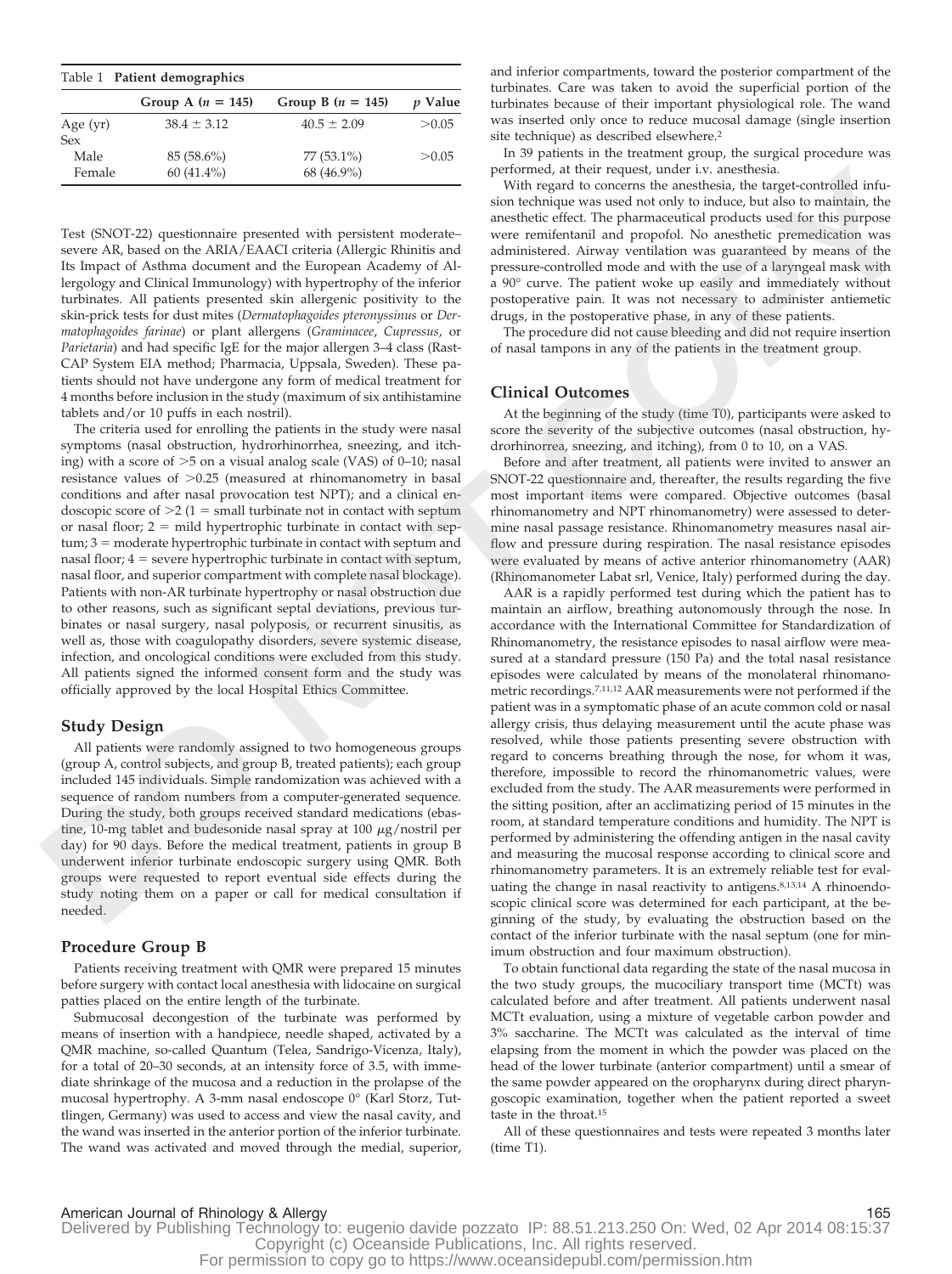Table 1 **Patient demographics**

| | Group A ($n$ = 145) | Group B ($n$ = 145) | $p$ Value |
|---|---|---|---|
| Age (yr) | 38.4 ± 3.12 | 40.5 ± 2.09 | >0.05 |
| Sex | | | |
| Male | 85 (58.6%) | 77 (53.1%) | >0.05 |
| Female | 60 (41.4%) | 68 (46.9%) | |

Test (SNOT-22) questionnaire presented with persistent moderate–severe AR, based on the ARIA/EAACI criteria (Allergic Rhinitis and Its Impact of Asthma document and the European Academy of Allergology and Clinical Immunology) with hypertrophy of the inferior turbinates. All patients presented skin allergenic positivity to the skin-prick tests for dust mites (*Dermatophagoides pteronyssinus* or *Dermatophagoides farinae*) or plant allergens (*Graminacee*, *Cupressus*, or *Parietaria*) and had specific IgE for the major allergen 3–4 class (Rast-CAP System EIA method; Pharmacia, Uppsala, Sweden). These patients should not have undergone any form of medical treatment for 4 months before inclusion in the study (maximum of six antihistamine tablets and/or 10 puffs in each nostril).

The criteria used for enrolling the patients in the study were nasal symptoms (nasal obstruction, hydrorhinorrhea, sneezing, and itching) with a score of >5 on a visual analog scale (VAS) of 0–10; nasal resistance values of >0.25 (measured at rhinomanometry in basal conditions and after nasal provocation test NPT); and a clinical endoscopic score of >2 (1 = small turbinate not in contact with septum or nasal floor; 2 = mild hypertrophic turbinate in contact with septum; 3 = moderate hypertrophic turbinate in contact with septum and nasal floor; 4 = severe hypertrophic turbinate in contact with septum, nasal floor, and superior compartment with complete nasal blockage). Patients with non-AR turbinate hypertrophy or nasal obstruction due to other reasons, such as significant septal deviations, previous turbinates or nasal surgery, nasal polyposis, or recurrent sinusitis, as well as, those with coagulopathy disorders, severe systemic disease, infection, and oncological conditions were excluded from this study. All patients signed the informed consent form and the study was officially approved by the local Hospital Ethics Committee.

## Study Design

All patients were randomly assigned to two homogeneous groups (group A, control subjects, and group B, treated patients); each group included 145 individuals. Simple randomization was achieved with a sequence of random numbers from a computer-generated sequence. During the study, both groups received standard medications (ebastine, 10-mg tablet and budesonide nasal spray at 100 $\mu$g/nostril per day) for 90 days. Before the medical treatment, patients in group B underwent inferior turbinate endoscopic surgery using QMR. Both groups were requested to report eventual side effects during the study noting them on a paper or call for medical consultation if needed.

## Procedure Group B

Patients receiving treatment with QMR were prepared 15 minutes before surgery with contact local anesthesia with lidocaine on surgical patties placed on the entire length of the turbinate.

Submucosal decongestion of the turbinate was performed by means of insertion with a handpiece, needle shaped, activated by a QMR machine, so-called Quantum (Telea, Sandrigo-Vicenza, Italy), for a total of 20–30 seconds, at an intensity force of 3.5, with immediate shrinkage of the mucosa and a reduction in the prolapse of the mucosal hypertrophy. A 3-mm nasal endoscope 0° (Karl Storz, Tuttlingen, Germany) was used to access and view the nasal cavity, and the wand was inserted in the anterior portion of the inferior turbinate. The wand was activated and moved through the medial, superior, and inferior compartments, toward the posterior compartment of the turbinates. Care was taken to avoid the superficial portion of the turbinates because of their important physiological role. The wand was inserted only once to reduce mucosal damage (single insertion site technique) as described elsewhere.[2]

In 39 patients in the treatment group, the surgical procedure was performed, at their request, under i.v. anesthesia.

With regard to concerns the anesthesia, the target-controlled infusion technique was used not only to induce, but also to maintain, the anesthetic effect. The pharmaceutical products used for this purpose were remifentanil and propofol. No anesthetic premedication was administered. Airway ventilation was guaranteed by means of the pressure-controlled mode and with the use of a laryngeal mask with a 90° curve. The patient woke up easily and immediately without postoperative pain. It was not necessary to administer antiemetic drugs, in the postoperative phase, in any of these patients.

The procedure did not cause bleeding and did not require insertion of nasal tampons in any of the patients in the treatment group.

## Clinical Outcomes

At the beginning of the study (time T0), participants were asked to score the severity of the subjective outcomes (nasal obstruction, hydrorhinorrea, sneezing, and itching), from 0 to 10, on a VAS.

Before and after treatment, all patients were invited to answer an SNOT-22 questionnaire and, thereafter, the results regarding the five most important items were compared. Objective outcomes (basal rhinomanometry and NPT rhinomanometry) were assessed to determine nasal passage resistance. Rhinomanometry measures nasal airflow and pressure during respiration. The nasal resistance episodes were evaluated by means of active anterior rhinomanometry (AAR) (Rhinomanometer Labat srl, Venice, Italy) performed during the day.

AAR is a rapidly performed test during which the patient has to maintain an airflow, breathing autonomously through the nose. In accordance with the International Committee for Standardization of Rhinomanometry, the resistance episodes to nasal airflow were measured at a standard pressure (150 Pa) and the total nasal resistance episodes were calculated by means of the monolateral rhinomanometric recordings.[7,11,12] AAR measurements were not performed if the patient was in a symptomatic phase of an acute common cold or nasal allergy crisis, thus delaying measurement until the acute phase was resolved, while those patients presenting severe obstruction with regard to concerns breathing through the nose, for whom it was, therefore, impossible to record the rhinomanometric values, were excluded from the study. The AAR measurements were performed in the sitting position, after an acclimatizing period of 15 minutes in the room, at standard temperature conditions and humidity. The NPT is performed by administering the offending antigen in the nasal cavity and measuring the mucosal response according to clinical score and rhinomanometry parameters. It is an extremely reliable test for evaluating the change in nasal reactivity to antigens.[8,13,14] A rhinoendoscopic clinical score was determined for each participant, at the beginning of the study, by evaluating the obstruction based on the contact of the inferior turbinate with the nasal septum (one for minimum obstruction and four maximum obstruction).

To obtain functional data regarding the state of the nasal mucosa in the two study groups, the mucociliary transport time (MCTt) was calculated before and after treatment. All patients underwent nasal MCTt evaluation, using a mixture of vegetable carbon powder and 3% saccharine. The MCTt was calculated as the interval of time elapsing from the moment in which the powder was placed on the head of the lower turbinate (anterior compartment) until a smear of the same powder appeared on the oropharynx during direct pharyngoscopic examination, together when the patient reported a sweet taste in the throat.[15]

All of these questionnaires and tests were repeated 3 months later (time T1).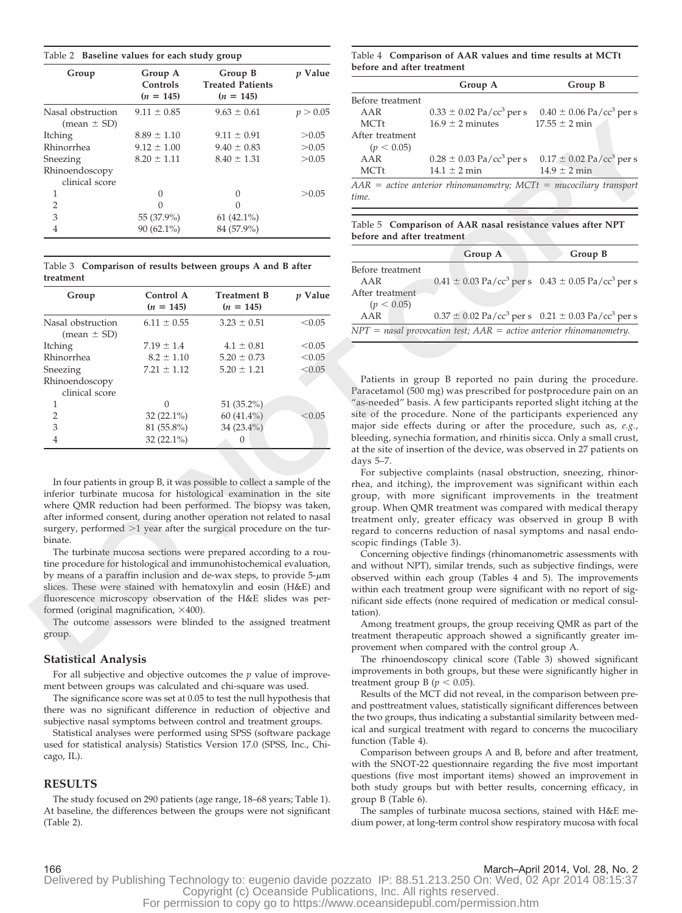Table 2 **Baseline values for each study group**

| Group | Group A Controls ($n = 145$) | Group B Treated Patients ($n = 145$) | $p$ Value |
|---|---|---|---|
| Nasal obstruction (mean ± SD) | 9.11 ± 0.85 | 9.63 ± 0.61 | $p > 0.05$ |
| Itching | 8.89 ± 1.10 | 9.11 ± 0.91 | >0.05 |
| Rhinorrhea | 9.12 ± 1.00 | 9.40 ± 0.83 | >0.05 |
| Sneezing | 8.20 ± 1.11 | 8.40 ± 1.31 | >0.05 |
| Rhinoendoscopy clinical score | | | |
| 1 | 0 | 0 | >0.05 |
| 2 | 0 | 0 | |
| 3 | 55 (37.9%) | 61 (42.1%) | |
| 4 | 90 (62.1%) | 84 (57.9%) | |

Table 3 **Comparison of results between groups A and B after treatment**

| Group | Control A ($n = 145$) | Treatment B ($n = 145$) | $p$ Value |
|---|---|---|---|
| Nasal obstruction (mean ± SD) | 6.11 ± 0.55 | 3.23 ± 0.51 | <0.05 |
| Itching | 7.19 ± 1.4 | 4.1 ± 0.81 | <0.05 |
| Rhinorrhea | 8.2 ± 1.10 | 5.20 ± 0.73 | <0.05 |
| Sneezing | 7.21 ± 1.12 | 5.20 ± 1.21 | <0.05 |
| Rhinoendoscopy clinical score | | | |
| 1 | 0 | 51 (35.2%) | |
| 2 | 32 (22.1%) | 60 (41.4%) | <0.05 |
| 3 | 81 (55.8%) | 34 (23.4%) | |
| 4 | 32 (22.1%) | 0 | |

In four patients in group B, it was possible to collect a sample of the inferior turbinate mucosa for histological examination in the site where QMR reduction had been performed. The biopsy was taken, after informed consent, during another operation not related to nasal surgery, performed >1 year after the surgical procedure on the turbinate.

The turbinate mucosa sections were prepared according to a routine procedure for histological and immunohistochemical evaluation, by means of a paraffin inclusion and de-wax steps, to provide 5-$\mu$m slices. These were stained with hematoxylin and eosin (H&E) and fluorescence microscopy observation of the H&E slides was performed (original magnification, ×400).

The outcome assessors were blinded to the assigned treatment group.

## Statistical Analysis

For all subjective and objective outcomes the $p$ value of improvement between groups was calculated and chi-square was used.

The significance score was set at 0.05 to test the null hypothesis that there was no significant difference in reduction of objective and subjective nasal symptoms between control and treatment groups.

Statistical analyses were performed using SPSS (software package used for statistical analysis) Statistics Version 17.0 (SPSS, Inc., Chicago, IL).

## RESULTS

The study focused on 290 patients (age range, 18–68 years; Table 1). At baseline, the differences between the groups were not significant (Table 2).

Table 4 **Comparison of AAR values and time results at MCTt before and after treatment**

| | Group A | Group B |
|---|---|---|
| Before treatment | | |
| AAR | 0.33 ± 0.02 Pa/cc$^3$ per s | 0.40 ± 0.06 Pa/cc$^3$ per s |
| MCTt | 16.9 ± 2 minutes | 17.55 ± 2 min |
| After treatment ($p < 0.05$) | | |
| AAR | 0.28 ± 0.03 Pa/cc$^3$ per s | 0.17 ± 0.02 Pa/cc$^3$ per s |
| MCTt | 14.1 ± 2 min | 14.9 ± 2 min |

*AAR = active anterior rhinomanometry; MCTt = mucociliary transport time.*

Table 5 **Comparison of AAR nasal resistance values after NPT before and after treatment**

| | Group A | Group B |
|---|---|---|
| Before treatment | | |
| AAR | 0.41 ± 0.03 Pa/cc$^3$ per s | 0.43 ± 0.05 Pa/cc$^3$ per s |
| After treatment ($p < 0.05$) | | |
| AAR | 0.37 ± 0.02 Pa/cc$^3$ per s | 0.21 ± 0.03 Pa/cc$^3$ per s |

*NPT = nasal provocation test; AAR = active anterior rhinomanometry.*

Patients in group B reported no pain during the procedure. Paracetamol (500 mg) was prescribed for postprocedure pain on an "as-needed" basis. A few participants reported slight itching at the site of the procedure. None of the participants experienced any major side effects during or after the procedure, such as, *e.g.*, bleeding, synechia formation, and rhinitis sicca. Only a small crust, at the site of insertion of the device, was observed in 27 patients on days 5–7.

For subjective complaints (nasal obstruction, sneezing, rhinorrhea, and itching), the improvement was significant within each group, with more significant improvements in the treatment group. When QMR treatment was compared with medical therapy treatment only, greater efficacy was observed in group B with regard to concerns reduction of nasal symptoms and nasal endoscopic findings (Table 3).

Concerning objective findings (rhinomanometric assessments with and without NPT), similar trends, such as subjective findings, were observed within each group (Tables 4 and 5). The improvements within each treatment group were significant with no report of significant side effects (none required of medication or medical consultation).

Among treatment groups, the group receiving QMR as part of the treatment therapeutic approach showed a significantly greater improvement when compared with the control group A.

The rhinoendoscopy clinical score (Table 3) showed significant improvements in both groups, but these were significantly higher in treatment group B ($p < 0.05$).

Results of the MCT did not reveal, in the comparison between pre- and posttreatment values, statistically significant differences between the two groups, thus indicating a substantial similarity between medical and surgical treatment with regard to concerns the mucociliary function (Table 4).

Comparison between groups A and B, before and after treatment, with the SNOT-22 questionnaire regarding the five most important questions (five most important items) showed an improvement in both study groups but with better results, concerning efficacy, in group B (Table 6).

The samples of turbinate mucosa sections, stained with H&E medium power, at long-term control show respiratory mucosa with focal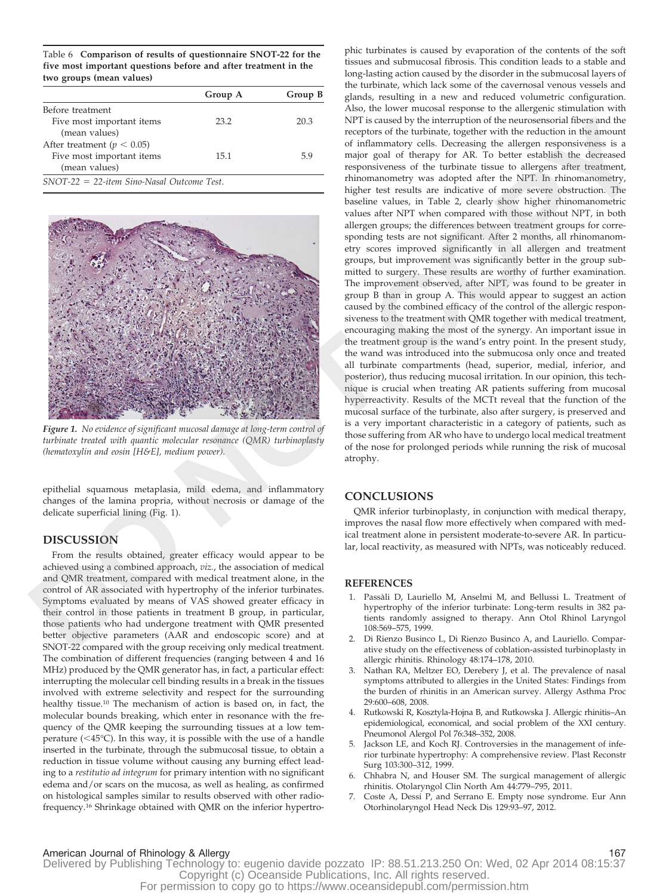Table 6 **Comparison of results of questionnaire SNOT-22 for the five most important questions before and after treatment in the two groups (mean values)**

| | Group A | Group B |
|---|---|---|
| Before treatment | | |
| Five most important items (mean values) | 23.2 | 20.3 |
| After treatment ($p < 0.05$) | | |
| Five most important items (mean values) | 15.1 | 5.9 |

*SNOT-22 = 22-item Sino-Nasal Outcome Test.*

*Figure 1. No evidence of significant mucosal damage at long-term control of turbinate treated with quantic molecular resonance (QMR) turbinoplasty (hematoxylin and eosin [H&E], medium power).*

epithelial squamous metaplasia, mild edema, and inflammatory changes of the lamina propria, without necrosis or damage of the delicate superficial lining (Fig. 1).

## DISCUSSION

From the results obtained, greater efficacy would appear to be achieved using a combined approach, *viz.*, the association of medical and QMR treatment, compared with medical treatment alone, in the control of AR associated with hypertrophy of the inferior turbinates. Symptoms evaluated by means of VAS showed greater efficacy in their control in those patients in treatment B group, in particular, those patients who had undergone treatment with QMR presented better objective parameters (AAR and endoscopic score) and at SNOT-22 compared with the group receiving only medical treatment. The combination of different frequencies (ranging between 4 and 16 MHz) produced by the QMR generator has, in fact, a particular effect: interrupting the molecular cell binding results in a break in the tissues involved with extreme selectivity and respect for the surrounding healthy tissue.[10] The mechanism of action is based on, in fact, the molecular bounds breaking, which enter in resonance with the frequency of the QMR keeping the surrounding tissues at a low temperature (<45°C). In this way, it is possible with the use of a handle inserted in the turbinate, through the submucosal tissue, to obtain a reduction in tissue volume without causing any burning effect leading to a *restitutio ad integrum* for primary intention with no significant edema and/or scars on the mucosa, as well as healing, as confirmed on histological samples similar to results observed with other radiofrequency.[16] Shrinkage obtained with QMR on the inferior hypertrophic turbinates is caused by evaporation of the contents of the soft tissues and submucosal fibrosis. This condition leads to a stable and long-lasting action caused by the disorder in the submucosal layers of the turbinate, which lack some of the cavernosal venous vessels and glands, resulting in a new and reduced volumetric configuration. Also, the lower mucosal response to the allergenic stimulation with NPT is caused by the interruption of the neurosensorial fibers and the receptors of the turbinate, together with the reduction in the amount of inflammatory cells. Decreasing the allergen responsiveness is a major goal of therapy for AR. To better establish the decreased responsiveness of the turbinate tissue to allergens after treatment, rhinomanometry was adopted after the NPT. In rhinomanometry, higher test results are indicative of more severe obstruction. The baseline values, in Table 2, clearly show higher rhinomanometric values after NPT when compared with those without NPT, in both allergen groups; the differences between treatment groups for corresponding tests are not significant. After 2 months, all rhinomanometry scores improved significantly in all allergen and treatment groups, but improvement was significantly better in the group submitted to surgery. These results are worthy of further examination. The improvement observed, after NPT, was found to be greater in group B than in group A. This would appear to suggest an action caused by the combined efficacy of the control of the allergic responsiveness to the treatment with QMR together with medical treatment, encouraging making the most of the synergy. An important issue in the treatment group is the wand's entry point. In the present study, the wand was introduced into the submucosa only once and treated all turbinate compartments (head, superior, medial, inferior, and posterior), thus reducing mucosal irritation. In our opinion, this technique is crucial when treating AR patients suffering from mucosal hyperreactivity. Results of the MCTt reveal that the function of the mucosal surface of the turbinate, also after surgery, is preserved and is a very important characteristic in a category of patients, such as those suffering from AR who have to undergo local medical treatment of the nose for prolonged periods while running the risk of mucosal atrophy.

## CONCLUSIONS

QMR inferior turbinoplasty, in conjunction with medical therapy, improves the nasal flow more effectively when compared with medical treatment alone in persistent moderate-to-severe AR. In particular, local reactivity, as measured with NPTs, was noticeably reduced.

## REFERENCES

1. Passàli D, Lauriello M, Anselmi M, and Bellussi L. Treatment of hypertrophy of the inferior turbinate: Long-term results in 382 patients randomly assigned to therapy. Ann Otol Rhinol Laryngol 108:569–575, 1999.
2. Di Rienzo Businco L, Di Rienzo Businco A, and Lauriello. Comparative study on the effectiveness of coblation-assisted turbinoplasty in allergic rhinitis. Rhinology 48:174–178, 2010.
3. Nathan RA, Meltzer EO, Derebery J, et al. The prevalence of nasal symptoms attributed to allergies in the United States: Findings from the burden of rhinitis in an American survey. Allergy Asthma Proc 29:600–608, 2008.
4. Rutkowski R, Kosztyla-Hojna B, and Rutkowska J. Allergic rhinitis–An epidemiological, economical, and social problem of the XXI century. Pneumonol Alergol Pol 76:348–352, 2008.
5. Jackson LE, and Koch RJ. Controversies in the management of inferior turbinate hypertrophy: A comprehensive review. Plast Reconstr Surg 103:300–312, 1999.
6. Chhabra N, and Houser SM. The surgical management of allergic rhinitis. Otolaryngol Clin North Am 44:779–795, 2011.
7. Coste A, Dessi P, and Serrano E. Empty nose syndrome. Eur Ann Otorhinolaryngol Head Neck Dis 129:93–97, 2012.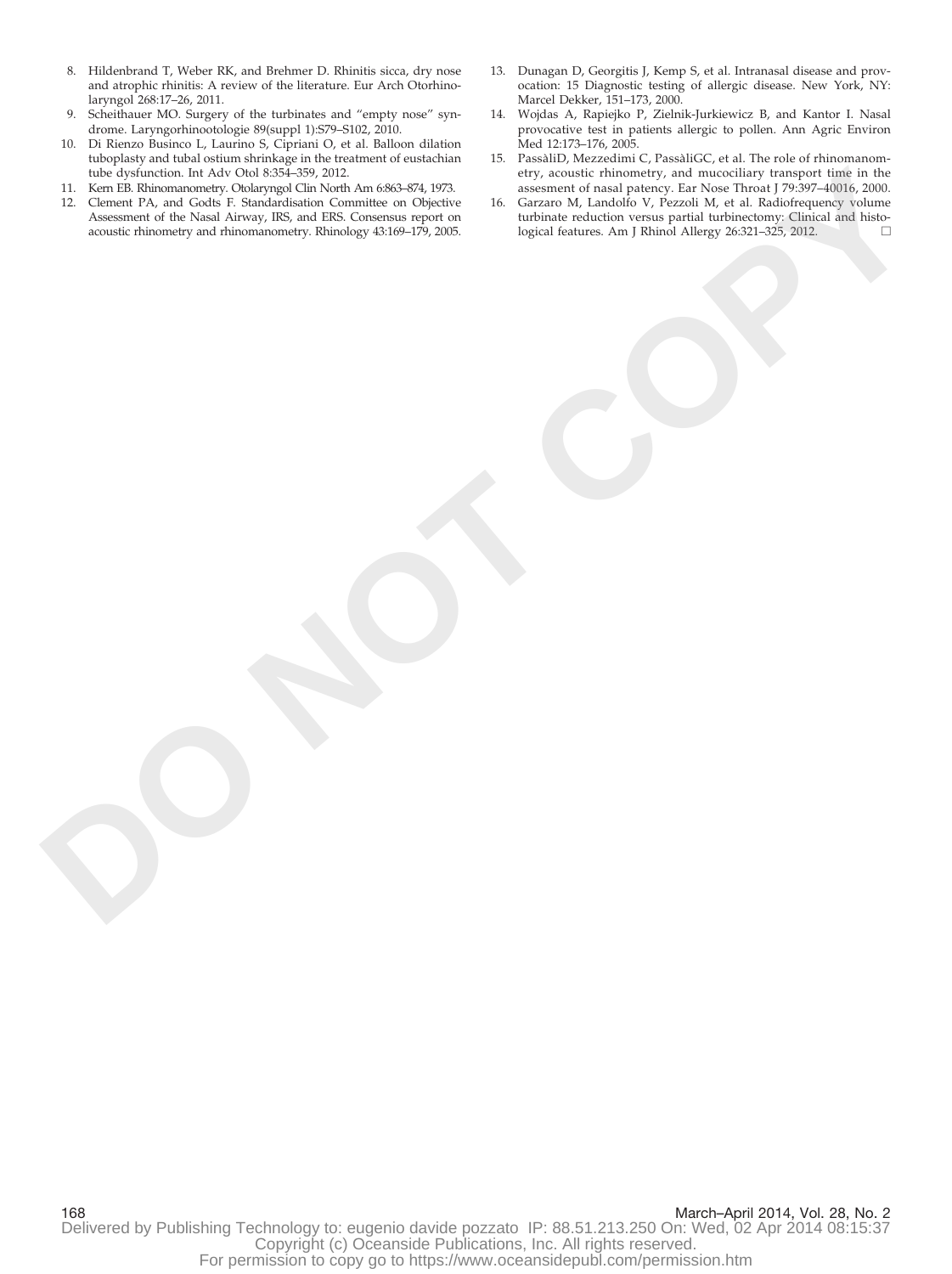8. Hildenbrand T, Weber RK, and Brehmer D. Rhinitis sicca, dry nose and atrophic rhinitis: A review of the literature. Eur Arch Otorhinolaryngol 268:17–26, 2011.
9. Scheithauer MO. Surgery of the turbinates and "empty nose" syndrome. Laryngorhinootologie 89(suppl 1):S79–S102, 2010.
10. Di Rienzo Businco L, Laurino S, Cipriani O, et al. Balloon dilation tuboplasty and tubal ostium shrinkage in the treatment of eustachian tube dysfunction. Int Adv Otol 8:354–359, 2012.
11. Kern EB. Rhinomanometry. Otolaryngol Clin North Am 6:863–874, 1973.
12. Clement PA, and Godts F. Standardisation Committee on Objective Assessment of the Nasal Airway, IRS, and ERS. Consensus report on acoustic rhinometry and rhinomanometry. Rhinology 43:169–179, 2005.
13. Dunagan D, Georgitis J, Kemp S, et al. Intranasal disease and provocation: 15 Diagnostic testing of allergic disease. New York, NY: Marcel Dekker, 151–173, 2000.
14. Wojdas A, Rapiejko P, Zielnik-Jurkiewicz B, and Kantor I. Nasal provocative test in patients allergic to pollen. Ann Agric Environ Med 12:173–176, 2005.
15. PassàliD, Mezzedimi C, PassàliGC, et al. The role of rhinomanometry, acoustic rhinometry, and mucociliary transport time in the assesment of nasal patency. Ear Nose Throat J 79:397–40016, 2000.
16. Garzaro M, Landolfo V, Pezzoli M, et al. Radiofrequency volume turbinate reduction versus partial turbinectomy: Clinical and histological features. Am J Rhinol Allergy 26:321–325, 2012.